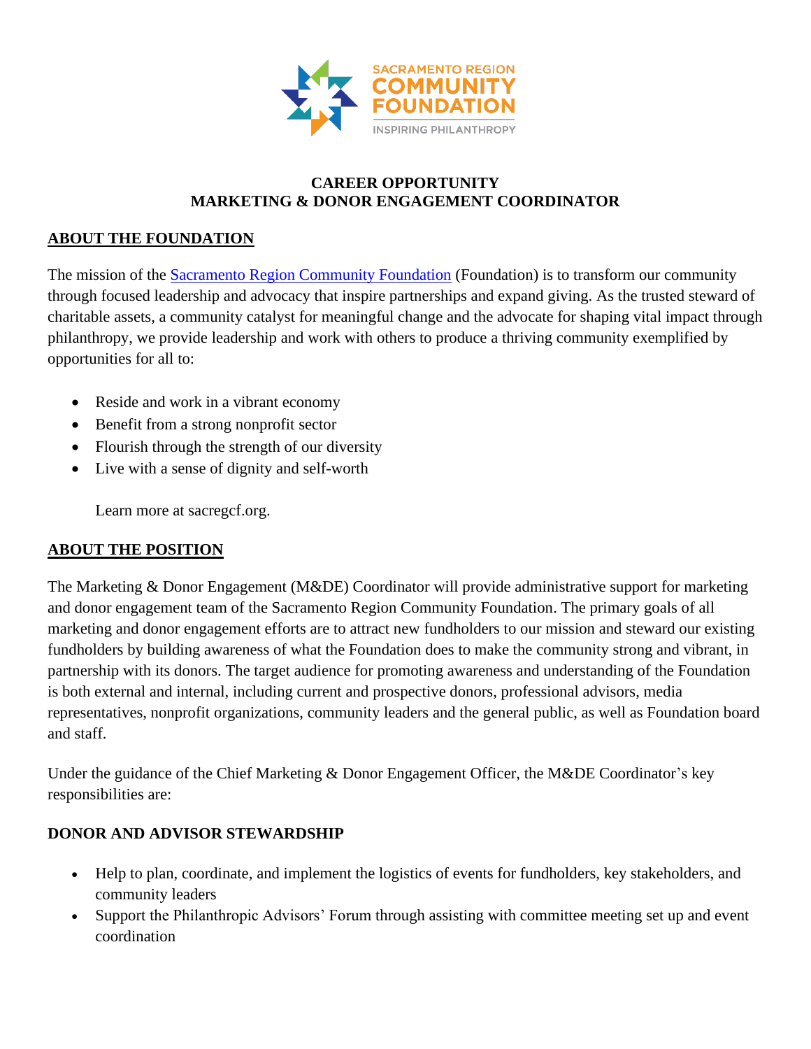SACRAMENTO REGION COMMUNITY FOUNDATION

INSPIRING PHILANTHROPY

**CAREER OPPORTUNITY**
**MARKETING & DONOR ENGAGEMENT COORDINATOR**

## ABOUT THE FOUNDATION

The mission of the Sacramento Region Community Foundation (Foundation) is to transform our community through focused leadership and advocacy that inspire partnerships and expand giving. As the trusted steward of charitable assets, a community catalyst for meaningful change and the advocate for shaping vital impact through philanthropy, we provide leadership and work with others to produce a thriving community exemplified by opportunities for all to:

- Reside and work in a vibrant economy
- Benefit from a strong nonprofit sector
- Flourish through the strength of our diversity
- Live with a sense of dignity and self-worth

Learn more at sacregcf.org.

## ABOUT THE POSITION

The Marketing & Donor Engagement (M&DE) Coordinator will provide administrative support for marketing and donor engagement team of the Sacramento Region Community Foundation. The primary goals of all marketing and donor engagement efforts are to attract new fundholders to our mission and steward our existing fundholders by building awareness of what the Foundation does to make the community strong and vibrant, in partnership with its donors. The target audience for promoting awareness and understanding of the Foundation is both external and internal, including current and prospective donors, professional advisors, media representatives, nonprofit organizations, community leaders and the general public, as well as Foundation board and staff.

Under the guidance of the Chief Marketing & Donor Engagement Officer, the M&DE Coordinator's key responsibilities are:

### DONOR AND ADVISOR STEWARDSHIP

- Help to plan, coordinate, and implement the logistics of events for fundholders, key stakeholders, and community leaders
- Support the Philanthropic Advisors' Forum through assisting with committee meeting set up and event coordination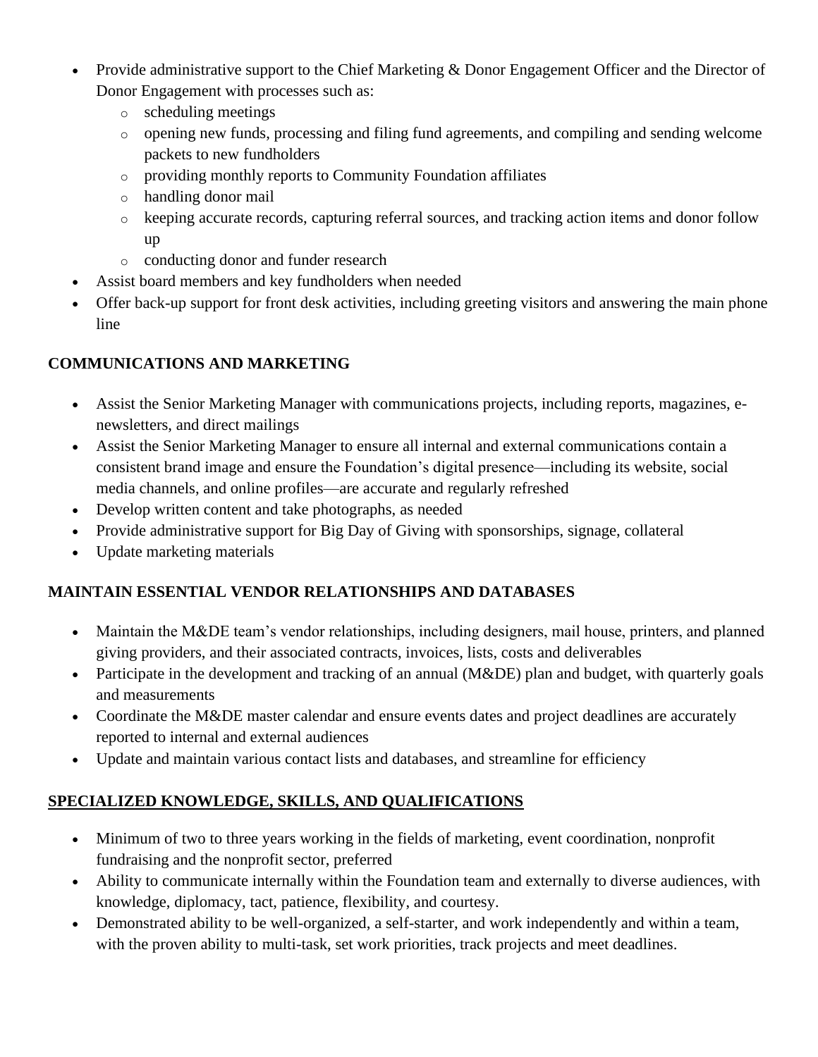- Provide administrative support to the Chief Marketing & Donor Engagement Officer and the Director of Donor Engagement with processes such as:
  - scheduling meetings
  - opening new funds, processing and filing fund agreements, and compiling and sending welcome packets to new fundholders
  - providing monthly reports to Community Foundation affiliates
  - handling donor mail
  - keeping accurate records, capturing referral sources, and tracking action items and donor follow up
  - conducting donor and funder research
- Assist board members and key fundholders when needed
- Offer back-up support for front desk activities, including greeting visitors and answering the main phone line

**COMMUNICATIONS AND MARKETING**

- Assist the Senior Marketing Manager with communications projects, including reports, magazines, e-newsletters, and direct mailings
- Assist the Senior Marketing Manager to ensure all internal and external communications contain a consistent brand image and ensure the Foundation's digital presence—including its website, social media channels, and online profiles—are accurate and regularly refreshed
- Develop written content and take photographs, as needed
- Provide administrative support for Big Day of Giving with sponsorships, signage, collateral
- Update marketing materials

**MAINTAIN ESSENTIAL VENDOR RELATIONSHIPS AND DATABASES**

- Maintain the M&DE team's vendor relationships, including designers, mail house, printers, and planned giving providers, and their associated contracts, invoices, lists, costs and deliverables
- Participate in the development and tracking of an annual (M&DE) plan and budget, with quarterly goals and measurements
- Coordinate the M&DE master calendar and ensure events dates and project deadlines are accurately reported to internal and external audiences
- Update and maintain various contact lists and databases, and streamline for efficiency

**SPECIALIZED KNOWLEDGE, SKILLS, AND QUALIFICATIONS**

- Minimum of two to three years working in the fields of marketing, event coordination, nonprofit fundraising and the nonprofit sector, preferred
- Ability to communicate internally within the Foundation team and externally to diverse audiences, with knowledge, diplomacy, tact, patience, flexibility, and courtesy.
- Demonstrated ability to be well-organized, a self-starter, and work independently and within a team, with the proven ability to multi-task, set work priorities, track projects and meet deadlines.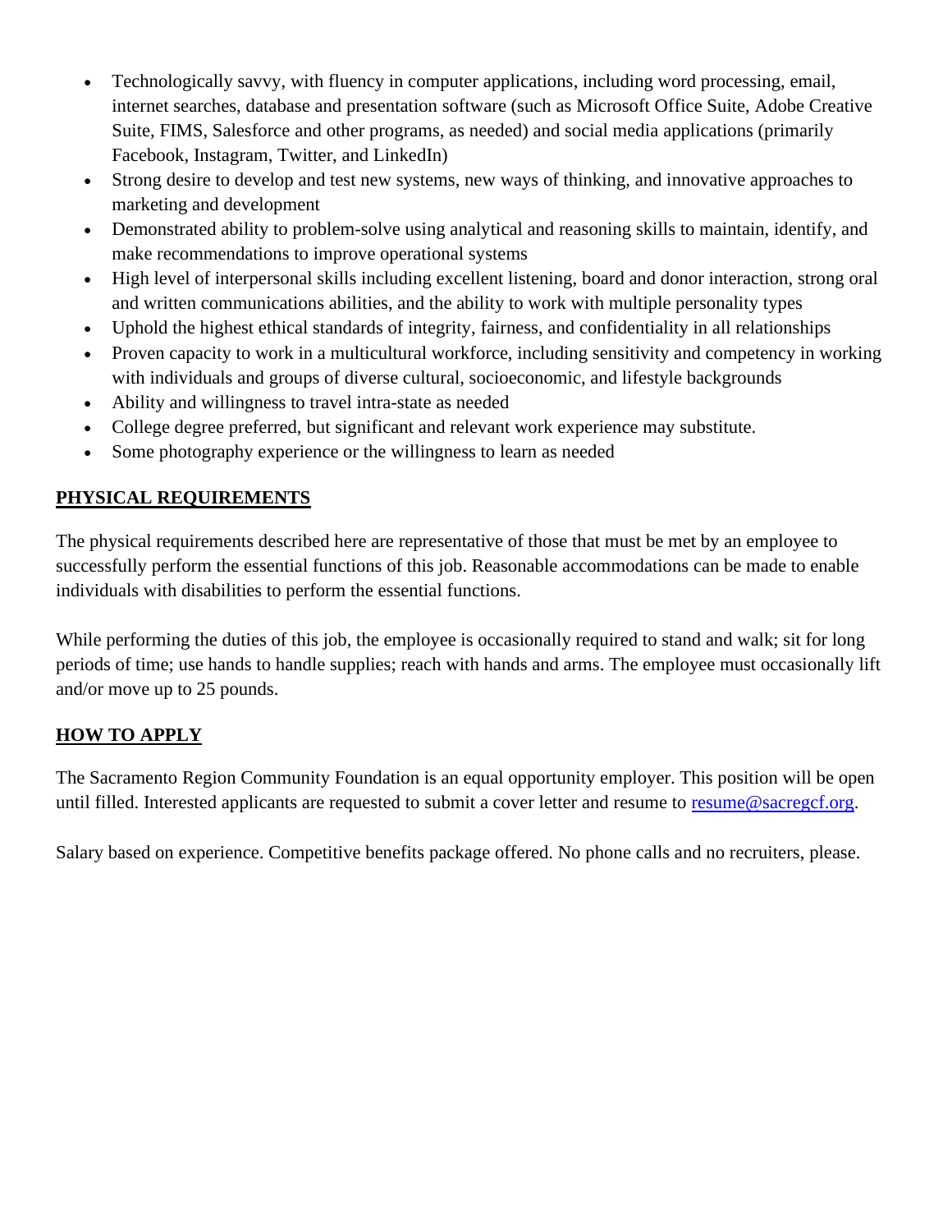- Technologically savvy, with fluency in computer applications, including word processing, email, internet searches, database and presentation software (such as Microsoft Office Suite, Adobe Creative Suite, FIMS, Salesforce and other programs, as needed) and social media applications (primarily Facebook, Instagram, Twitter, and LinkedIn)
- Strong desire to develop and test new systems, new ways of thinking, and innovative approaches to marketing and development
- Demonstrated ability to problem-solve using analytical and reasoning skills to maintain, identify, and make recommendations to improve operational systems
- High level of interpersonal skills including excellent listening, board and donor interaction, strong oral and written communications abilities, and the ability to work with multiple personality types
- Uphold the highest ethical standards of integrity, fairness, and confidentiality in all relationships
- Proven capacity to work in a multicultural workforce, including sensitivity and competency in working with individuals and groups of diverse cultural, socioeconomic, and lifestyle backgrounds
- Ability and willingness to travel intra-state as needed
- College degree preferred, but significant and relevant work experience may substitute.
- Some photography experience or the willingness to learn as needed

## PHYSICAL REQUIREMENTS

The physical requirements described here are representative of those that must be met by an employee to successfully perform the essential functions of this job. Reasonable accommodations can be made to enable individuals with disabilities to perform the essential functions.

While performing the duties of this job, the employee is occasionally required to stand and walk; sit for long periods of time; use hands to handle supplies; reach with hands and arms. The employee must occasionally lift and/or move up to 25 pounds.

## HOW TO APPLY

The Sacramento Region Community Foundation is an equal opportunity employer. This position will be open until filled. Interested applicants are requested to submit a cover letter and resume to resume@sacregcf.org.

Salary based on experience. Competitive benefits package offered. No phone calls and no recruiters, please.